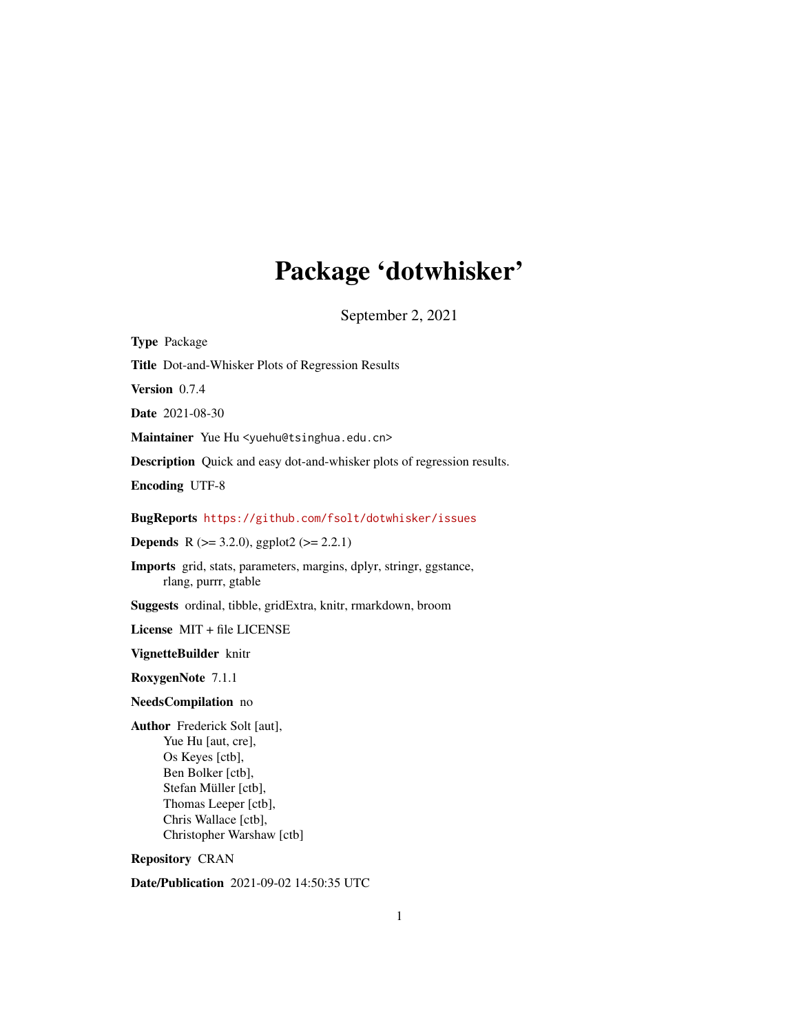# Package 'dotwhisker'

September 2, 2021

**Type** Package

**Title** Dot-and-Whisker Plots of Regression Results

**Version** 0.7.4

**Date** 2021-08-30

**Maintainer** Yue Hu <yuehu@tsinghua.edu.cn>

**Description** Quick and easy dot-and-whisker plots of regression results.

**Encoding** UTF-8

**BugReports** https://github.com/fsolt/dotwhisker/issues

**Depends** R (>= 3.2.0), ggplot2 (>= 2.2.1)

**Imports** grid, stats, parameters, margins, dplyr, stringr, ggstance, rlang, purrr, gtable

**Suggests** ordinal, tibble, gridExtra, knitr, rmarkdown, broom

**License** MIT + file LICENSE

**VignetteBuilder** knitr

**RoxygenNote** 7.1.1

**NeedsCompilation** no

**Author** Frederick Solt [aut],
Yue Hu [aut, cre],
Os Keyes [ctb],
Ben Bolker [ctb],
Stefan Müller [ctb],
Thomas Leeper [ctb],
Chris Wallace [ctb],
Christopher Warshaw [ctb]

**Repository** CRAN

**Date/Publication** 2021-09-02 14:50:35 UTC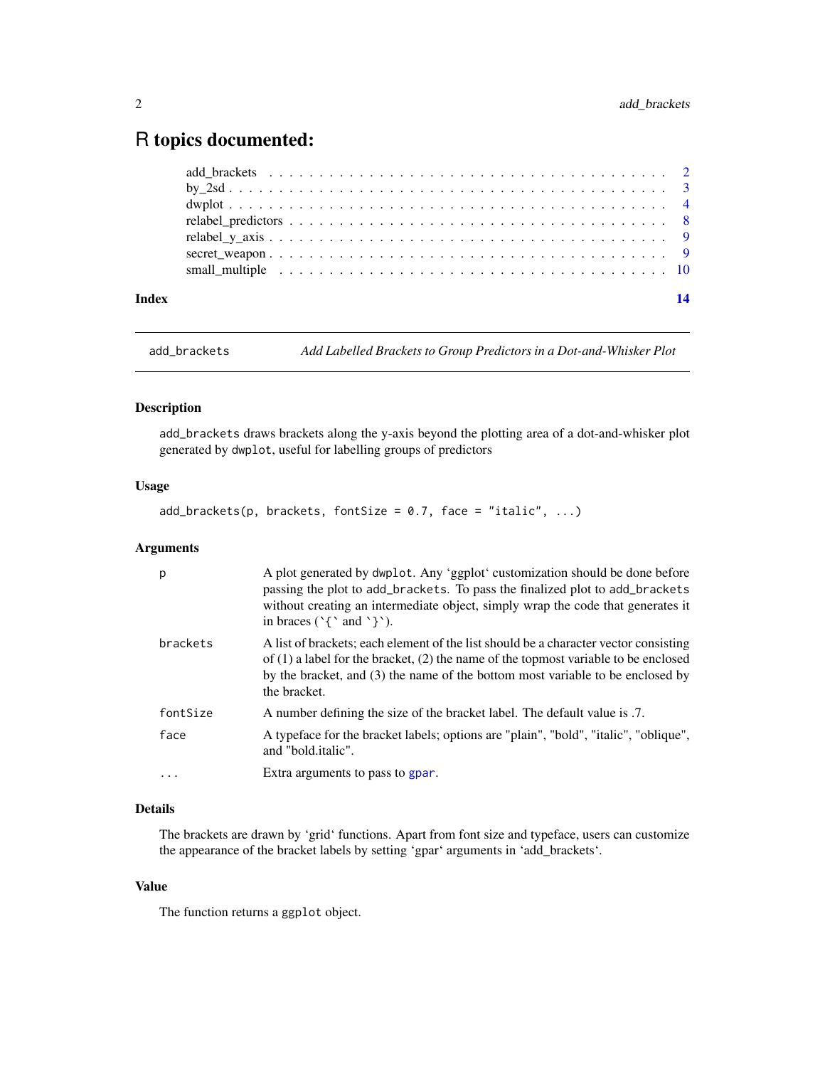# R topics documented:

| | |
|---|---|
| add_brackets | 2 |
| by_2sd | 3 |
| dwplot | 4 |
| relabel_predictors | 8 |
| relabel_y_axis | 9 |
| secret_weapon | 9 |
| small_multiple | 10 |
| **Index** | **14** |

---

`add_brackets` *Add Labelled Brackets to Group Predictors in a Dot-and-Whisker Plot*

---

### Description

`add_brackets` draws brackets along the y-axis beyond the plotting area of a dot-and-whisker plot generated by `dwplot`, useful for labelling groups of predictors

### Usage

```
add_brackets(p, brackets, fontSize = 0.7, face = "italic", ...)
```

### Arguments

| | |
|---|---|
| `p` | A plot generated by `dwplot`. Any 'ggplot' customization should be done before passing the plot to `add_brackets`. To pass the finalized plot to `add_brackets` without creating an intermediate object, simply wrap the code that generates it in braces ('`{`' and '`}`'). |
| `brackets` | A list of brackets; each element of the list should be a character vector consisting of (1) a label for the bracket, (2) the name of the topmost variable to be enclosed by the bracket, and (3) the name of the bottom most variable to be enclosed by the bracket. |
| `fontSize` | A number defining the size of the bracket label. The default value is .7. |
| `face` | A typeface for the bracket labels; options are "plain", "bold", "italic", "oblique", and "bold.italic". |
| `...` | Extra arguments to pass to `gpar`. |

### Details

The brackets are drawn by 'grid' functions. Apart from font size and typeface, users can customize the appearance of the bracket labels by setting 'gpar' arguments in 'add_brackets'.

### Value

The function returns a `ggplot` object.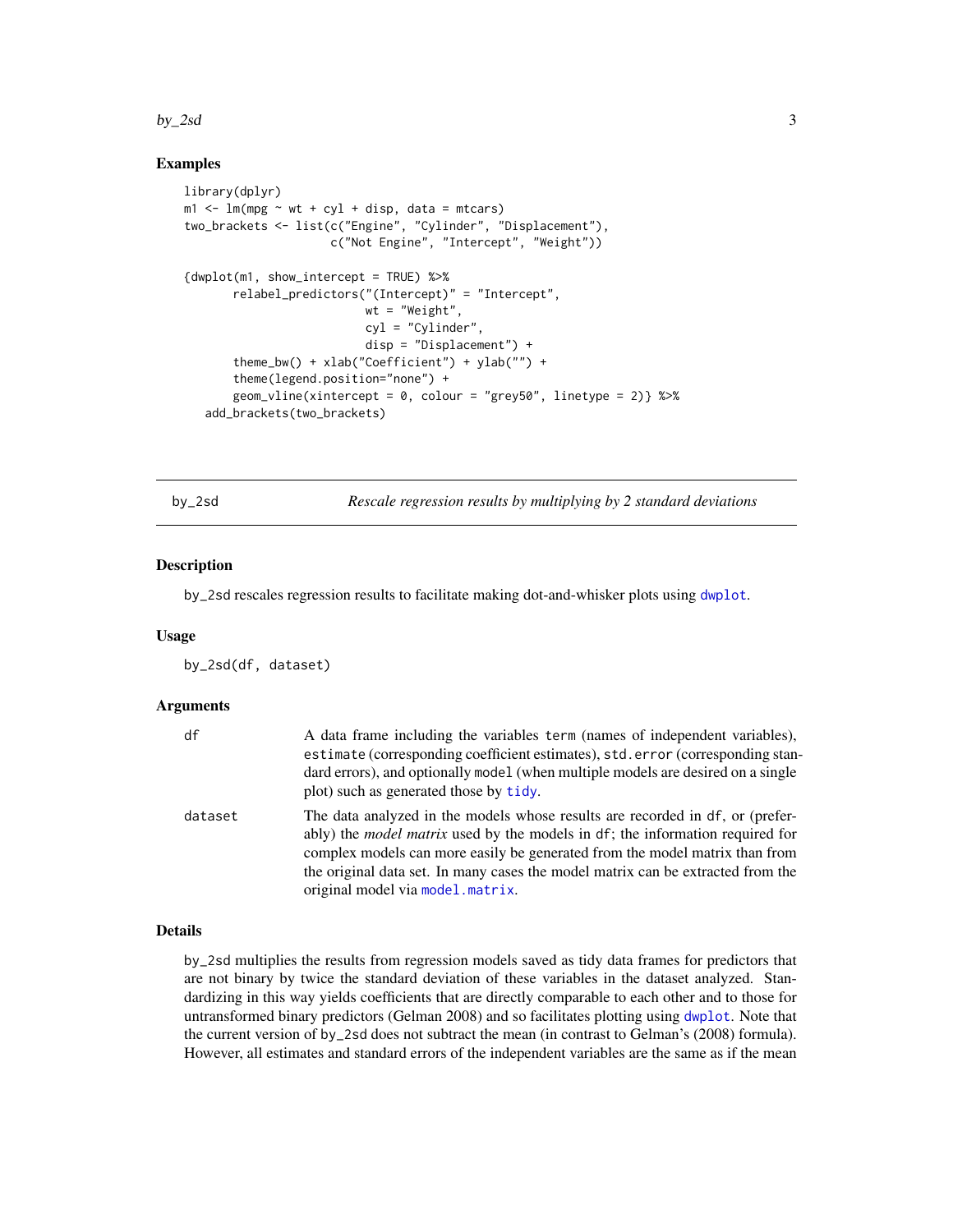## Examples

```
library(dplyr)
m1 <- lm(mpg ~ wt + cyl + disp, data = mtcars)
two_brackets <- list(c("Engine", "Cylinder", "Displacement"),
                     c("Not Engine", "Intercept", "Weight"))

{dwplot(m1, show_intercept = TRUE) %>%
       relabel_predictors("(Intercept)" = "Intercept",
                          wt = "Weight",
                          cyl = "Cylinder",
                          disp = "Displacement") +
       theme_bw() + xlab("Coefficient") + ylab("") +
       theme(legend.position="none") +
       geom_vline(xintercept = 0, colour = "grey50", linetype = 2)} %>%
   add_brackets(two_brackets)
```

---

## by_2sd — *Rescale regression results by multiplying by 2 standard deviations*

### Description

by_2sd rescales regression results to facilitate making dot-and-whisker plots using dwplot.

### Usage

```
by_2sd(df, dataset)
```

### Arguments

| | |
|---|---|
| df | A data frame including the variables `term` (names of independent variables), `estimate` (corresponding coefficient estimates), `std.error` (corresponding standard errors), and optionally `model` (when multiple models are desired on a single plot) such as generated those by tidy. |
| dataset | The data analyzed in the models whose results are recorded in `df`, or (preferably) the *model matrix* used by the models in `df`; the information required for complex models can more easily be generated from the model matrix than from the original data set. In many cases the model matrix can be extracted from the original model via model.matrix. |

### Details

by_2sd multiplies the results from regression models saved as tidy data frames for predictors that are not binary by twice the standard deviation of these variables in the dataset analyzed. Standardizing in this way yields coefficients that are directly comparable to each other and to those for untransformed binary predictors (Gelman 2008) and so facilitates plotting using dwplot. Note that the current version of by_2sd does not subtract the mean (in contrast to Gelman's (2008) formula). However, all estimates and standard errors of the independent variables are the same as if the mean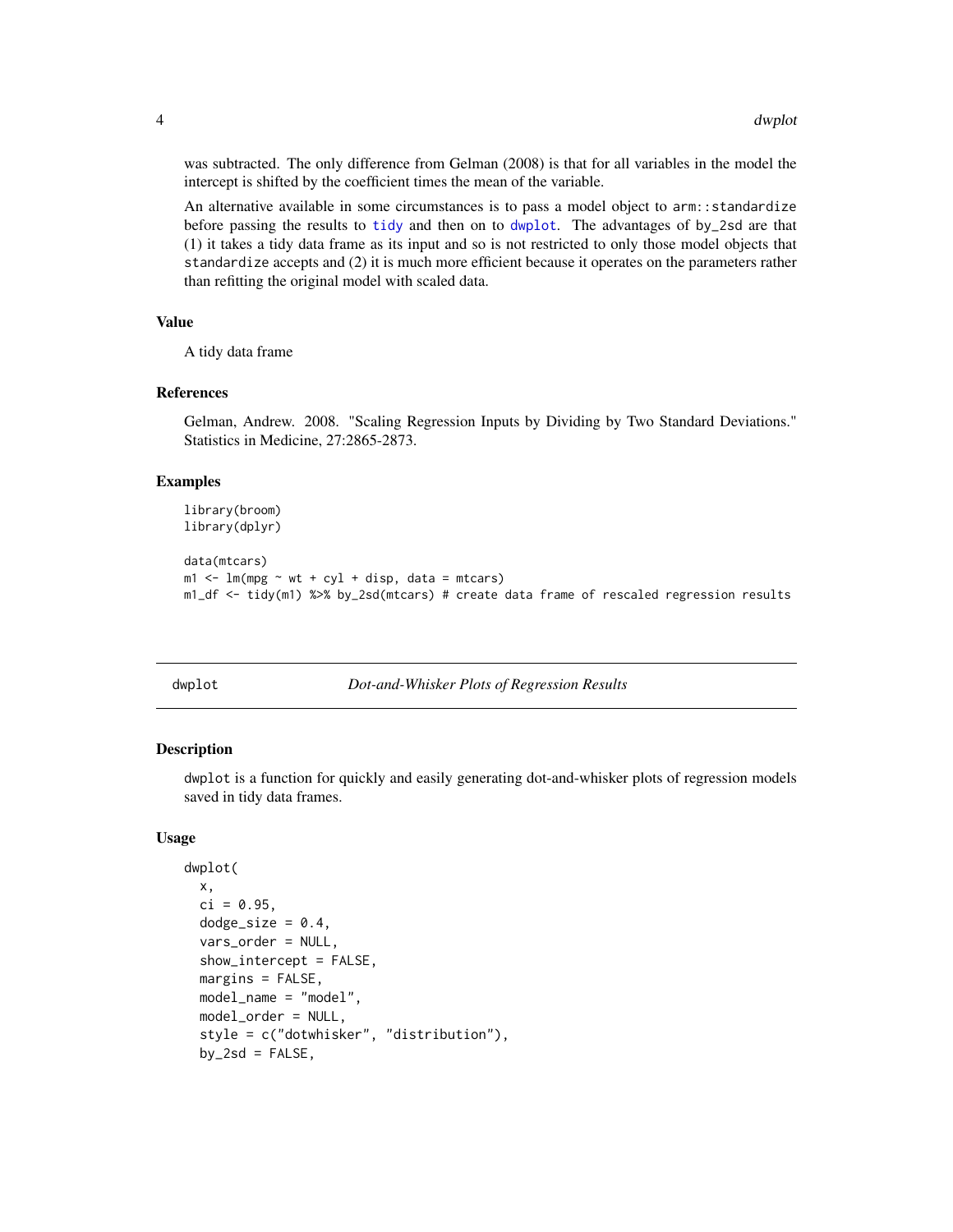was subtracted. The only difference from Gelman (2008) is that for all variables in the model the intercept is shifted by the coefficient times the mean of the variable.

An alternative available in some circumstances is to pass a model object to `arm::standardize` before passing the results to `tidy` and then on to `dwplot`. The advantages of `by_2sd` are that (1) it takes a tidy data frame as its input and so is not restricted to only those model objects that `standardize` accepts and (2) it is much more efficient because it operates on the parameters rather than refitting the original model with scaled data.

### Value

A tidy data frame

### References

Gelman, Andrew. 2008. "Scaling Regression Inputs by Dividing by Two Standard Deviations." Statistics in Medicine, 27:2865-2873.

### Examples

```
library(broom)
library(dplyr)

data(mtcars)
m1 <- lm(mpg ~ wt + cyl + disp, data = mtcars)
m1_df <- tidy(m1) %>% by_2sd(mtcars) # create data frame of rescaled regression results
```

---

## dwplot — *Dot-and-Whisker Plots of Regression Results*

---

### Description

`dwplot` is a function for quickly and easily generating dot-and-whisker plots of regression models saved in tidy data frames.

### Usage

```
dwplot(
  x,
  ci = 0.95,
  dodge_size = 0.4,
  vars_order = NULL,
  show_intercept = FALSE,
  margins = FALSE,
  model_name = "model",
  model_order = NULL,
  style = c("dotwhisker", "distribution"),
  by_2sd = FALSE,
```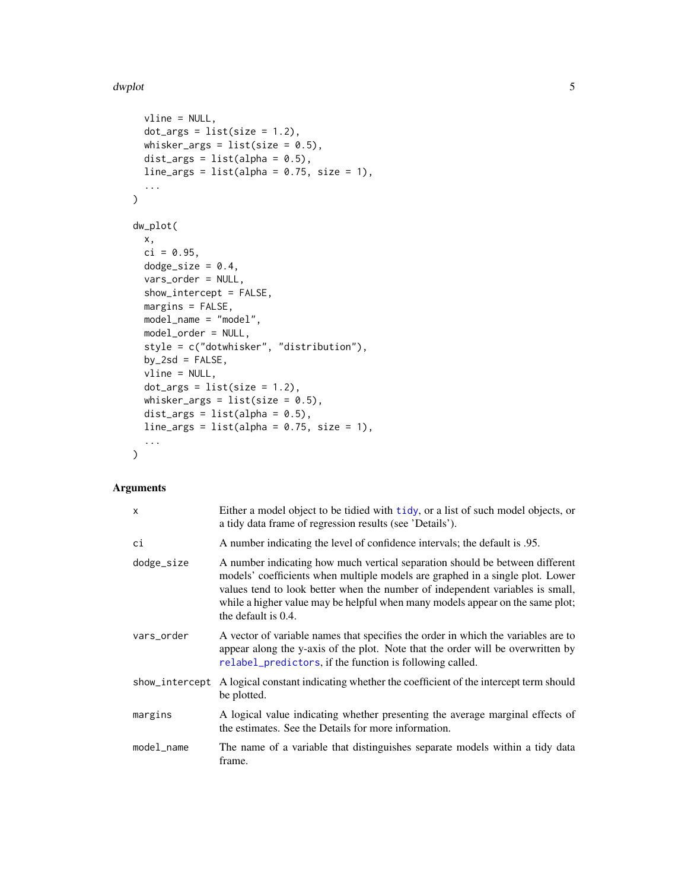```
  vline = NULL,
  dot_args = list(size = 1.2),
  whisker_args = list(size = 0.5),
  dist_args = list(alpha = 0.5),
  line_args = list(alpha = 0.75, size = 1),
  ...
)

dw_plot(
  x,
  ci = 0.95,
  dodge_size = 0.4,
  vars_order = NULL,
  show_intercept = FALSE,
  margins = FALSE,
  model_name = "model",
  model_order = NULL,
  style = c("dotwhisker", "distribution"),
  by_2sd = FALSE,
  vline = NULL,
  dot_args = list(size = 1.2),
  whisker_args = list(size = 0.5),
  dist_args = list(alpha = 0.5),
  line_args = list(alpha = 0.75, size = 1),
  ...
)
```

## Arguments

| | |
|---|---|
| `x` | Either a model object to be tidied with `tidy`, or a list of such model objects, or a tidy data frame of regression results (see 'Details'). |
| `ci` | A number indicating the level of confidence intervals; the default is .95. |
| `dodge_size` | A number indicating how much vertical separation should be between different models' coefficients when multiple models are graphed in a single plot. Lower values tend to look better when the number of independent variables is small, while a higher value may be helpful when many models appear on the same plot; the default is 0.4. |
| `vars_order` | A vector of variable names that specifies the order in which the variables are to appear along the y-axis of the plot. Note that the order will be overwritten by `relabel_predictors`, if the function is following called. |
| `show_intercept` | A logical constant indicating whether the coefficient of the intercept term should be plotted. |
| `margins` | A logical value indicating whether presenting the average marginal effects of the estimates. See the Details for more information. |
| `model_name` | The name of a variable that distinguishes separate models within a tidy data frame. |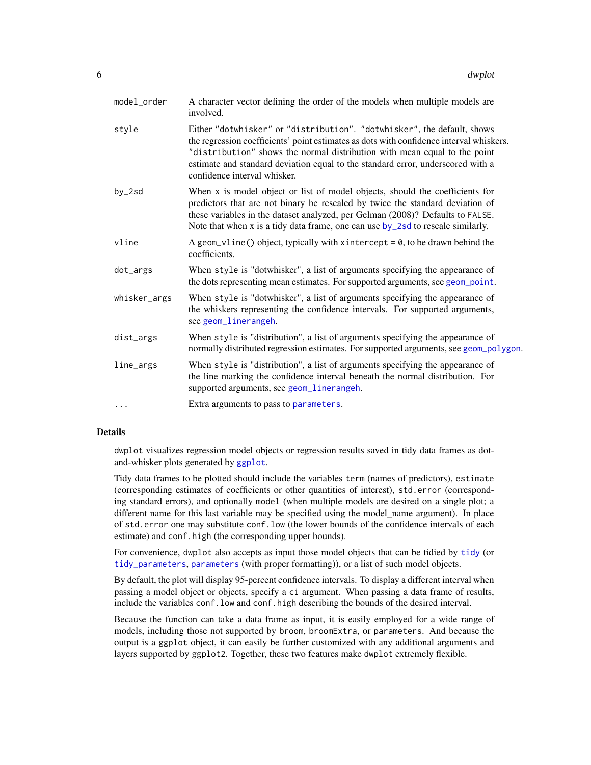| | |
|---|---|
| model_order | A character vector defining the order of the models when multiple models are involved. |
| style | Either "dotwhisker" or "distribution". "dotwhisker", the default, shows the regression coefficients' point estimates as dots with confidence interval whiskers. "distribution" shows the normal distribution with mean equal to the point estimate and standard deviation equal to the standard error, underscored with a confidence interval whisker. |
| by_2sd | When x is model object or list of model objects, should the coefficients for predictors that are not binary be rescaled by twice the standard deviation of these variables in the dataset analyzed, per Gelman (2008)? Defaults to FALSE. Note that when x is a tidy data frame, one can use by_2sd to rescale similarly. |
| vline | A geom_vline() object, typically with xintercept = 0, to be drawn behind the coefficients. |
| dot_args | When style is "dotwhisker", a list of arguments specifying the appearance of the dots representing mean estimates. For supported arguments, see geom_point. |
| whisker_args | When style is "dotwhisker", a list of arguments specifying the appearance of the whiskers representing the confidence intervals. For supported arguments, see geom_linerangeh. |
| dist_args | When style is "distribution", a list of arguments specifying the appearance of normally distributed regression estimates. For supported arguments, see geom_polygon. |
| line_args | When style is "distribution", a list of arguments specifying the appearance of the line marking the confidence interval beneath the normal distribution. For supported arguments, see geom_linerangeh. |
| ... | Extra arguments to pass to parameters. |

## Details

dwplot visualizes regression model objects or regression results saved in tidy data frames as dot-and-whisker plots generated by ggplot.

Tidy data frames to be plotted should include the variables term (names of predictors), estimate (corresponding estimates of coefficients or other quantities of interest), std.error (corresponding standard errors), and optionally model (when multiple models are desired on a single plot; a different name for this last variable may be specified using the model_name argument). In place of std.error one may substitute conf.low (the lower bounds of the confidence intervals of each estimate) and conf.high (the corresponding upper bounds).

For convenience, dwplot also accepts as input those model objects that can be tidied by tidy (or tidy_parameters, parameters (with proper formatting)), or a list of such model objects.

By default, the plot will display 95-percent confidence intervals. To display a different interval when passing a model object or objects, specify a ci argument. When passing a data frame of results, include the variables conf.low and conf.high describing the bounds of the desired interval.

Because the function can take a data frame as input, it is easily employed for a wide range of models, including those not supported by broom, broomExtra, or parameters. And because the output is a ggplot object, it can easily be further customized with any additional arguments and layers supported by ggplot2. Together, these two features make dwplot extremely flexible.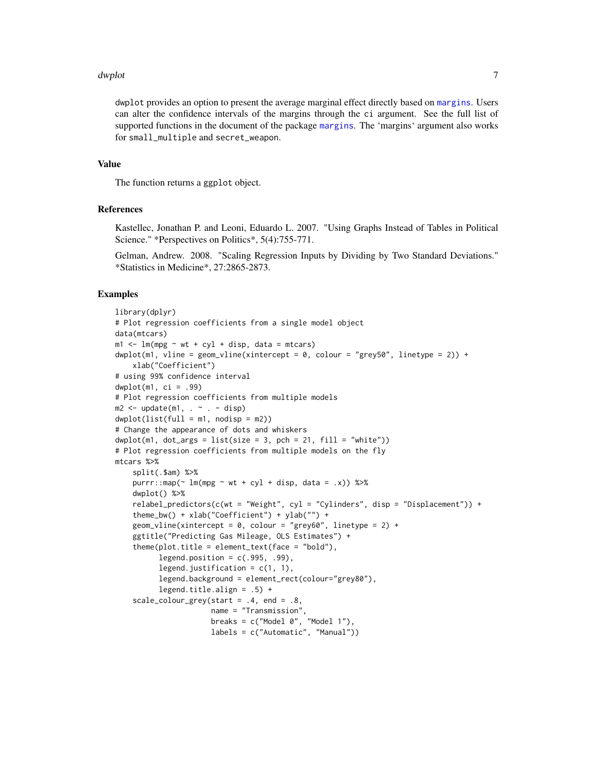dwplot provides an option to present the average marginal effect directly based on margins. Users can alter the confidence intervals of the margins through the ci argument. See the full list of supported functions in the document of the package margins. The 'margins' argument also works for small_multiple and secret_weapon.

## Value

The function returns a ggplot object.

## References

Kastellec, Jonathan P. and Leoni, Eduardo L. 2007. "Using Graphs Instead of Tables in Political Science." *Perspectives on Politics*, 5(4):755-771.

Gelman, Andrew. 2008. "Scaling Regression Inputs by Dividing by Two Standard Deviations." *Statistics in Medicine*, 27:2865-2873.

## Examples

```
library(dplyr)
# Plot regression coefficients from a single model object
data(mtcars)
m1 <- lm(mpg ~ wt + cyl + disp, data = mtcars)
dwplot(m1, vline = geom_vline(xintercept = 0, colour = "grey50", linetype = 2)) +
    xlab("Coefficient")
# using 99% confidence interval
dwplot(m1, ci = .99)
# Plot regression coefficients from multiple models
m2 <- update(m1, . ~ . - disp)
dwplot(list(full = m1, nodisp = m2))
# Change the appearance of dots and whiskers
dwplot(m1, dot_args = list(size = 3, pch = 21, fill = "white"))
# Plot regression coefficients from multiple models on the fly
mtcars %>%
    split(.$am) %>%
    purrr::map(~ lm(mpg ~ wt + cyl + disp, data = .x)) %>%
    dwplot() %>%
    relabel_predictors(c(wt = "Weight", cyl = "Cylinders", disp = "Displacement")) +
    theme_bw() + xlab("Coefficient") + ylab("") +
    geom_vline(xintercept = 0, colour = "grey60", linetype = 2) +
    ggtitle("Predicting Gas Mileage, OLS Estimates") +
    theme(plot.title = element_text(face = "bold"),
          legend.position = c(.995, .99),
          legend.justification = c(1, 1),
          legend.background = element_rect(colour="grey80"),
          legend.title.align = .5) +
    scale_colour_grey(start = .4, end = .8,
                      name = "Transmission",
                      breaks = c("Model 0", "Model 1"),
                      labels = c("Automatic", "Manual"))
```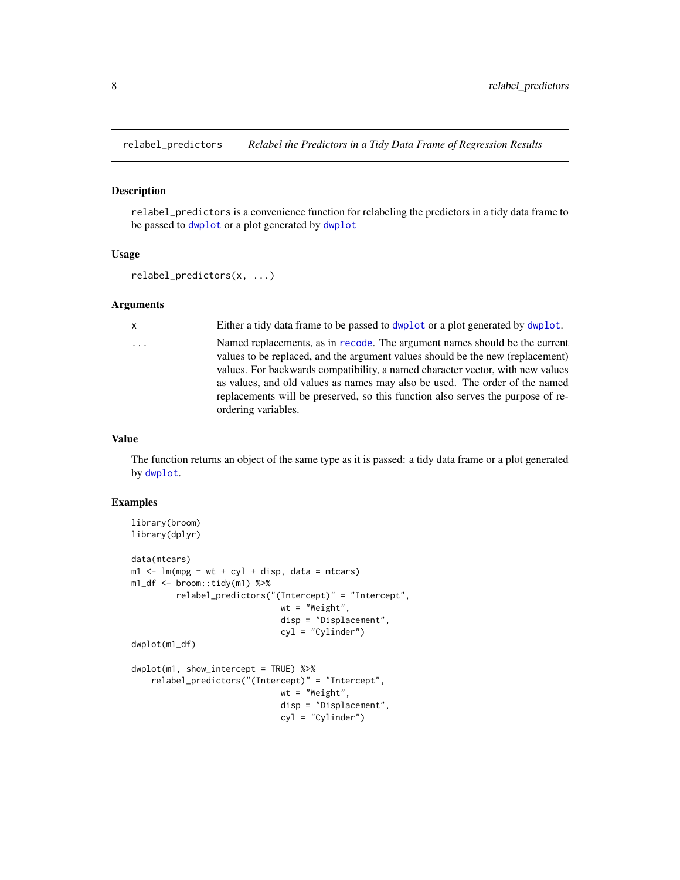## relabel_predictors — *Relabel the Predictors in a Tidy Data Frame of Regression Results*

### Description

`relabel_predictors` is a convenience function for relabeling the predictors in a tidy data frame to be passed to `dwplot` or a plot generated by `dwplot`

### Usage

```
relabel_predictors(x, ...)
```

### Arguments

| | |
|---|---|
| `x` | Either a tidy data frame to be passed to `dwplot` or a plot generated by `dwplot`. |
| `...` | Named replacements, as in `recode`. The argument names should be the current values to be replaced, and the argument values should be the new (replacement) values. For backwards compatibility, a named character vector, with new values as values, and old values as names may also be used. The order of the named replacements will be preserved, so this function also serves the purpose of reordering variables. |

### Value

The function returns an object of the same type as it is passed: a tidy data frame or a plot generated by `dwplot`.

### Examples

```
library(broom)
library(dplyr)

data(mtcars)
m1 <- lm(mpg ~ wt + cyl + disp, data = mtcars)
m1_df <- broom::tidy(m1) %>%
         relabel_predictors("(Intercept)" = "Intercept",
                            wt = "Weight",
                            disp = "Displacement",
                            cyl = "Cylinder")
dwplot(m1_df)

dwplot(m1, show_intercept = TRUE) %>%
    relabel_predictors("(Intercept)" = "Intercept",
                            wt = "Weight",
                            disp = "Displacement",
                            cyl = "Cylinder")
```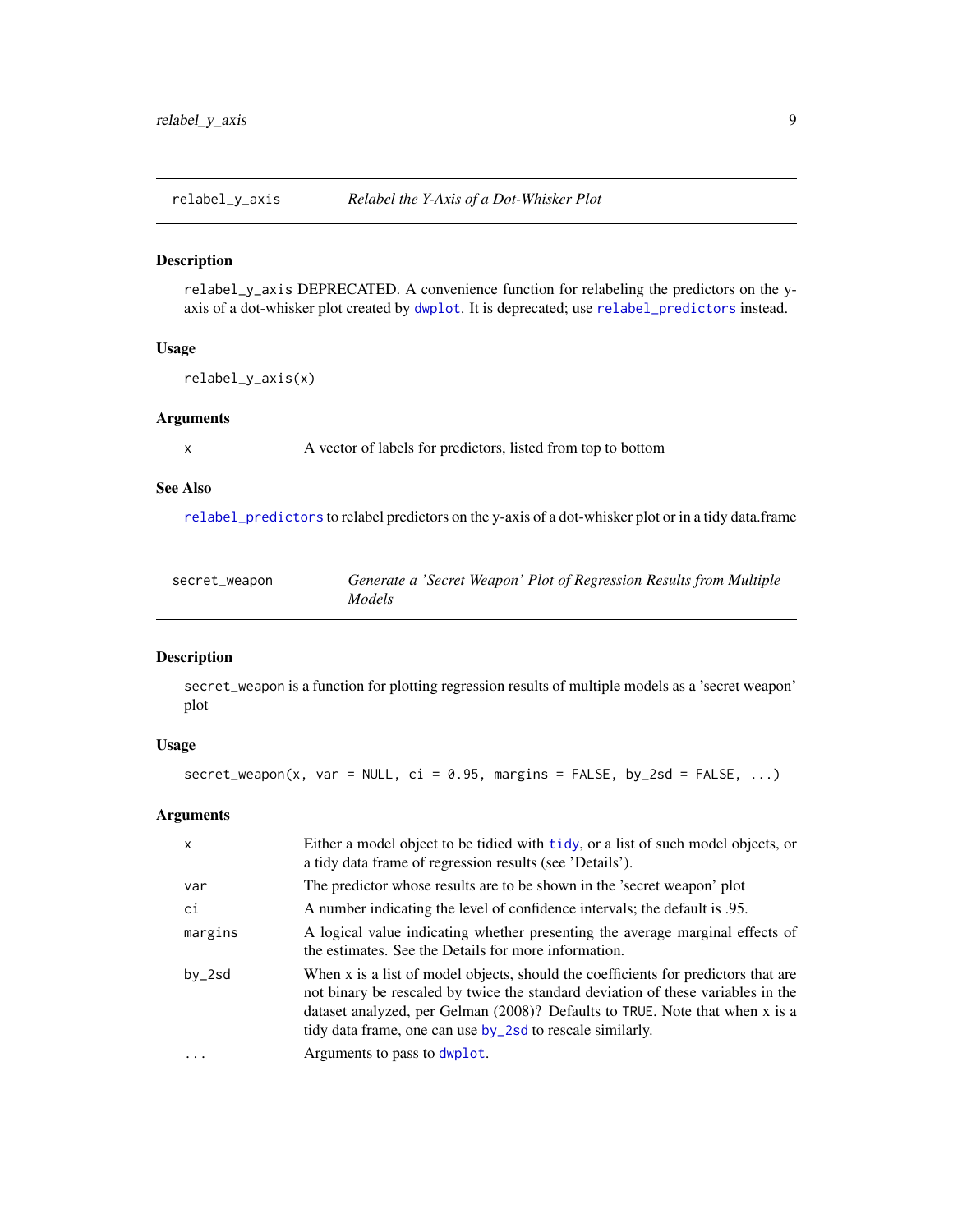## relabel_y_axis — *Relabel the Y-Axis of a Dot-Whisker Plot*

### Description

`relabel_y_axis` DEPRECATED. A convenience function for relabeling the predictors on the y-axis of a dot-whisker plot created by `dwplot`. It is deprecated; use `relabel_predictors` instead.

### Usage

```
relabel_y_axis(x)
```

### Arguments

| | |
|---|---|
| `x` | A vector of labels for predictors, listed from top to bottom |

### See Also

`relabel_predictors` to relabel predictors on the y-axis of a dot-whisker plot or in a tidy data.frame

## secret_weapon — *Generate a 'Secret Weapon' Plot of Regression Results from Multiple Models*

### Description

`secret_weapon` is a function for plotting regression results of multiple models as a 'secret weapon' plot

### Usage

```
secret_weapon(x, var = NULL, ci = 0.95, margins = FALSE, by_2sd = FALSE, ...)
```

### Arguments

| | |
|---|---|
| `x` | Either a model object to be tidied with `tidy`, or a list of such model objects, or a tidy data frame of regression results (see 'Details'). |
| `var` | The predictor whose results are to be shown in the 'secret weapon' plot |
| `ci` | A number indicating the level of confidence intervals; the default is .95. |
| `margins` | A logical value indicating whether presenting the average marginal effects of the estimates. See the Details for more information. |
| `by_2sd` | When x is a list of model objects, should the coefficients for predictors that are not binary be rescaled by twice the standard deviation of these variables in the dataset analyzed, per Gelman (2008)? Defaults to `TRUE`. Note that when x is a tidy data frame, one can use `by_2sd` to rescale similarly. |
| `...` | Arguments to pass to `dwplot`. |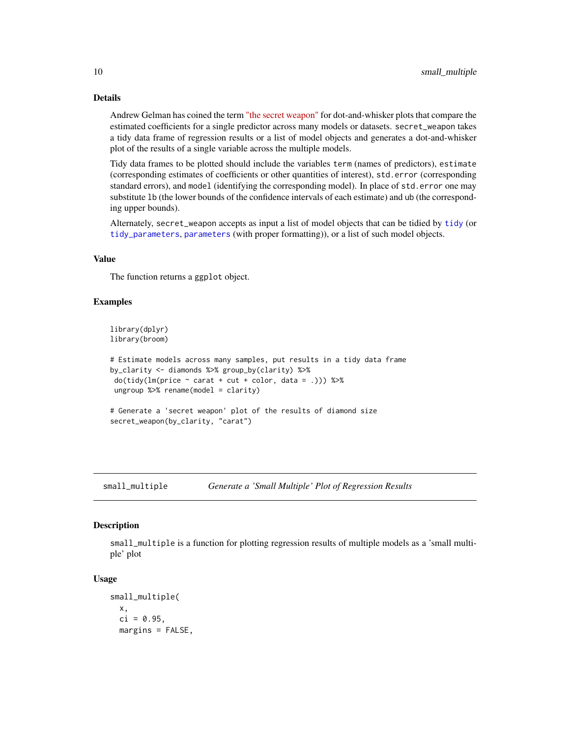## Details

Andrew Gelman has coined the term "the secret weapon" for dot-and-whisker plots that compare the estimated coefficients for a single predictor across many models or datasets. `secret_weapon` takes a tidy data frame of regression results or a list of model objects and generates a dot-and-whisker plot of the results of a single variable across the multiple models.

Tidy data frames to be plotted should include the variables `term` (names of predictors), `estimate` (corresponding estimates of coefficients or other quantities of interest), `std.error` (corresponding standard errors), and `model` (identifying the corresponding model). In place of `std.error` one may substitute `lb` (the lower bounds of the confidence intervals of each estimate) and `ub` (the corresponding upper bounds).

Alternately, `secret_weapon` accepts as input a list of model objects that can be tidied by `tidy` (or `tidy_parameters`, `parameters` (with proper formatting)), or a list of such model objects.

## Value

The function returns a `ggplot` object.

## Examples

```
library(dplyr)
library(broom)

# Estimate models across many samples, put results in a tidy data frame
by_clarity <- diamonds %>% group_by(clarity) %>%
 do(tidy(lm(price ~ carat + cut + color, data = .))) %>%
 ungroup %>% rename(model = clarity)

# Generate a 'secret weapon' plot of the results of diamond size
secret_weapon(by_clarity, "carat")
```

---

# small_multiple — *Generate a 'Small Multiple' Plot of Regression Results*

## Description

`small_multiple` is a function for plotting regression results of multiple models as a 'small multiple' plot

## Usage

```
small_multiple(
  x,
  ci = 0.95,
  margins = FALSE,
```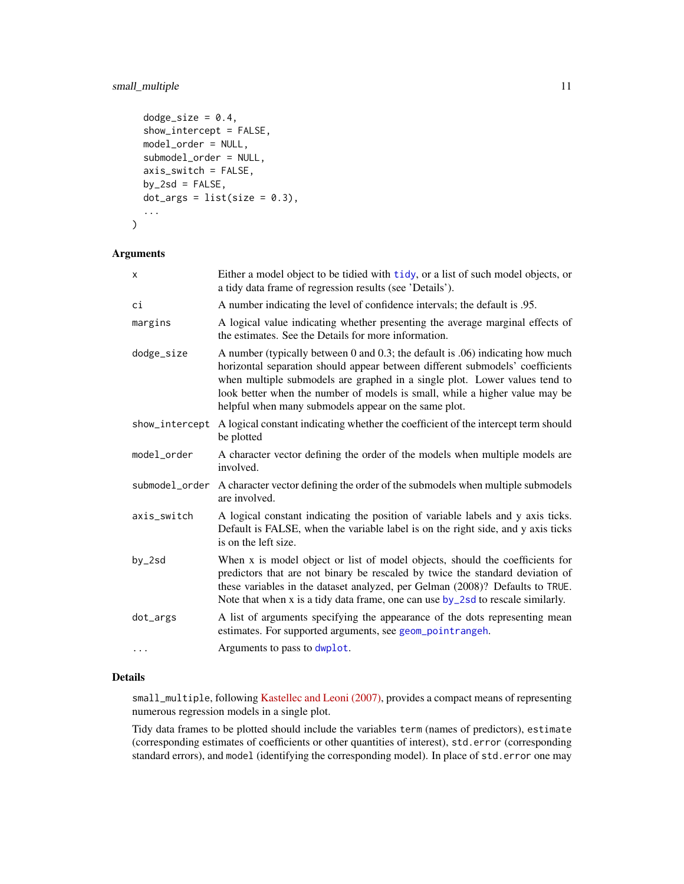```
  dodge_size = 0.4,
  show_intercept = FALSE,
  model_order = NULL,
  submodel_order = NULL,
  axis_switch = FALSE,
  by_2sd = FALSE,
  dot_args = list(size = 0.3),
  ...
)
```

### Arguments

| | |
|---|---|
| `x` | Either a model object to be tidied with `tidy`, or a list of such model objects, or a tidy data frame of regression results (see 'Details'). |
| `ci` | A number indicating the level of confidence intervals; the default is .95. |
| `margins` | A logical value indicating whether presenting the average marginal effects of the estimates. See the Details for more information. |
| `dodge_size` | A number (typically between 0 and 0.3; the default is .06) indicating how much horizontal separation should appear between different submodels' coefficients when multiple submodels are graphed in a single plot. Lower values tend to look better when the number of models is small, while a higher value may be helpful when many submodels appear on the same plot. |
| `show_intercept` | A logical constant indicating whether the coefficient of the intercept term should be plotted |
| `model_order` | A character vector defining the order of the models when multiple models are involved. |
| `submodel_order` | A character vector defining the order of the submodels when multiple submodels are involved. |
| `axis_switch` | A logical constant indicating the position of variable labels and y axis ticks. Default is FALSE, when the variable label is on the right side, and y axis ticks is on the left size. |
| `by_2sd` | When x is model object or list of model objects, should the coefficients for predictors that are not binary be rescaled by twice the standard deviation of these variables in the dataset analyzed, per Gelman (2008)? Defaults to `TRUE`. Note that when x is a tidy data frame, one can use `by_2sd` to rescale similarly. |
| `dot_args` | A list of arguments specifying the appearance of the dots representing mean estimates. For supported arguments, see `geom_pointrangeh`. |
| `...` | Arguments to pass to `dwplot`. |

### Details

`small_multiple`, following Kastellec and Leoni (2007), provides a compact means of representing numerous regression models in a single plot.

Tidy data frames to be plotted should include the variables `term` (names of predictors), `estimate` (corresponding estimates of coefficients or other quantities of interest), `std.error` (corresponding standard errors), and `model` (identifying the corresponding model). In place of `std.error` one may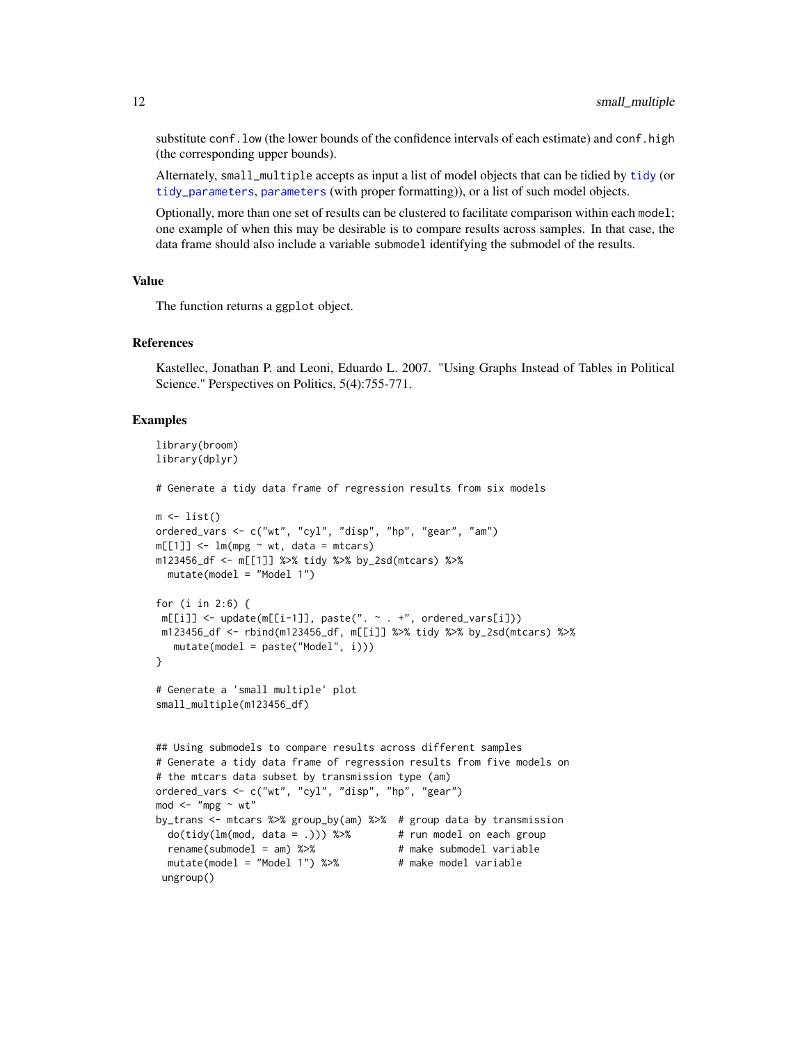substitute `conf.low` (the lower bounds of the confidence intervals of each estimate) and `conf.high` (the corresponding upper bounds).

Alternately, `small_multiple` accepts as input a list of model objects that can be tidied by `tidy` (or `tidy_parameters`, `parameters` (with proper formatting)), or a list of such model objects.

Optionally, more than one set of results can be clustered to facilitate comparison within each `model`; one example of when this may be desirable is to compare results across samples. In that case, the data frame should also include a variable `submodel` identifying the submodel of the results.

## Value

The function returns a `ggplot` object.

## References

Kastellec, Jonathan P. and Leoni, Eduardo L. 2007. "Using Graphs Instead of Tables in Political Science." Perspectives on Politics, 5(4):755-771.

## Examples

```
library(broom)
library(dplyr)

# Generate a tidy data frame of regression results from six models

m <- list()
ordered_vars <- c("wt", "cyl", "disp", "hp", "gear", "am")
m[[1]] <- lm(mpg ~ wt, data = mtcars)
m123456_df <- m[[1]] %>% tidy %>% by_2sd(mtcars) %>%
  mutate(model = "Model 1")

for (i in 2:6) {
 m[[i]] <- update(m[[i-1]], paste(". ~ . +", ordered_vars[i]))
 m123456_df <- rbind(m123456_df, m[[i]] %>% tidy %>% by_2sd(mtcars) %>%
   mutate(model = paste("Model", i)))
}

# Generate a 'small multiple' plot
small_multiple(m123456_df)


## Using submodels to compare results across different samples
# Generate a tidy data frame of regression results from five models on
# the mtcars data subset by transmission type (am)
ordered_vars <- c("wt", "cyl", "disp", "hp", "gear")
mod <- "mpg ~ wt"
by_trans <- mtcars %>% group_by(am) %>%  # group data by transmission
  do(tidy(lm(mod, data = .))) %>%        # run model on each group
  rename(submodel = am) %>%              # make submodel variable
  mutate(model = "Model 1") %>%          # make model variable
 ungroup()
```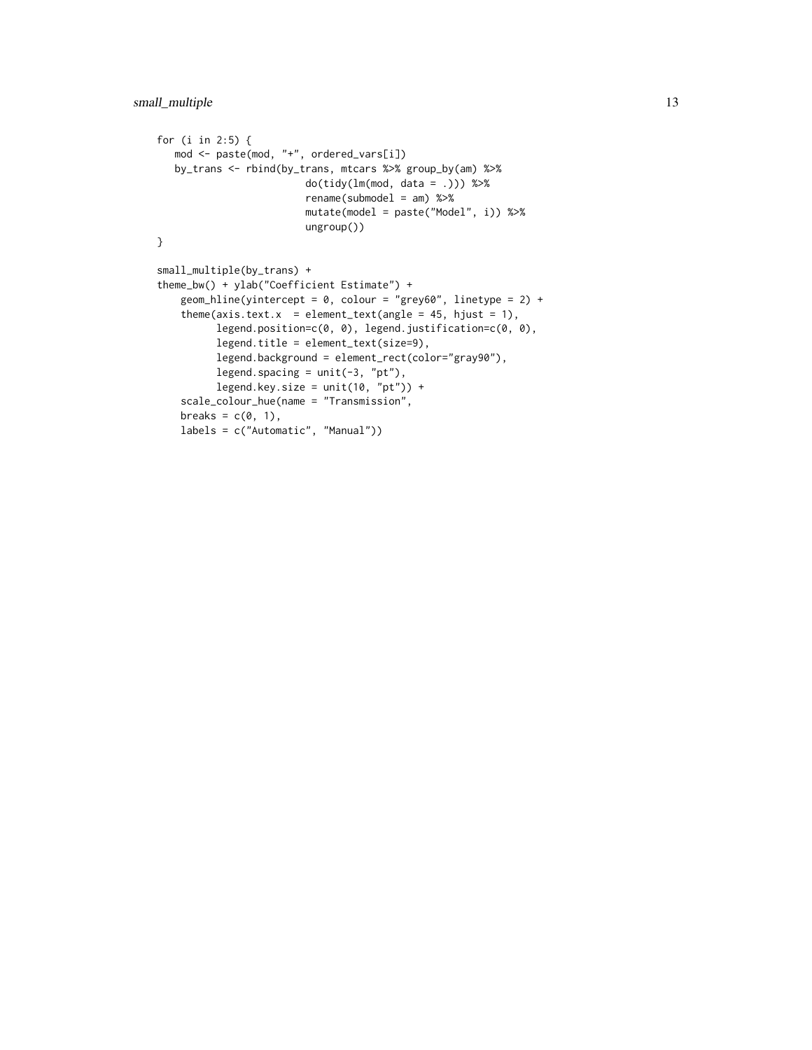```
for (i in 2:5) {
   mod <- paste(mod, "+", ordered_vars[i])
   by_trans <- rbind(by_trans, mtcars %>% group_by(am) %>%
                         do(tidy(lm(mod, data = .))) %>%
                         rename(submodel = am) %>%
                         mutate(model = paste("Model", i)) %>%
                         ungroup())
}

small_multiple(by_trans) +
theme_bw() + ylab("Coefficient Estimate") +
    geom_hline(yintercept = 0, colour = "grey60", linetype = 2) +
    theme(axis.text.x  = element_text(angle = 45, hjust = 1),
          legend.position=c(0, 0), legend.justification=c(0, 0),
          legend.title = element_text(size=9),
          legend.background = element_rect(color="gray90"),
          legend.spacing = unit(-3, "pt"),
          legend.key.size = unit(10, "pt")) +
    scale_colour_hue(name = "Transmission",
    breaks = c(0, 1),
    labels = c("Automatic", "Manual"))
```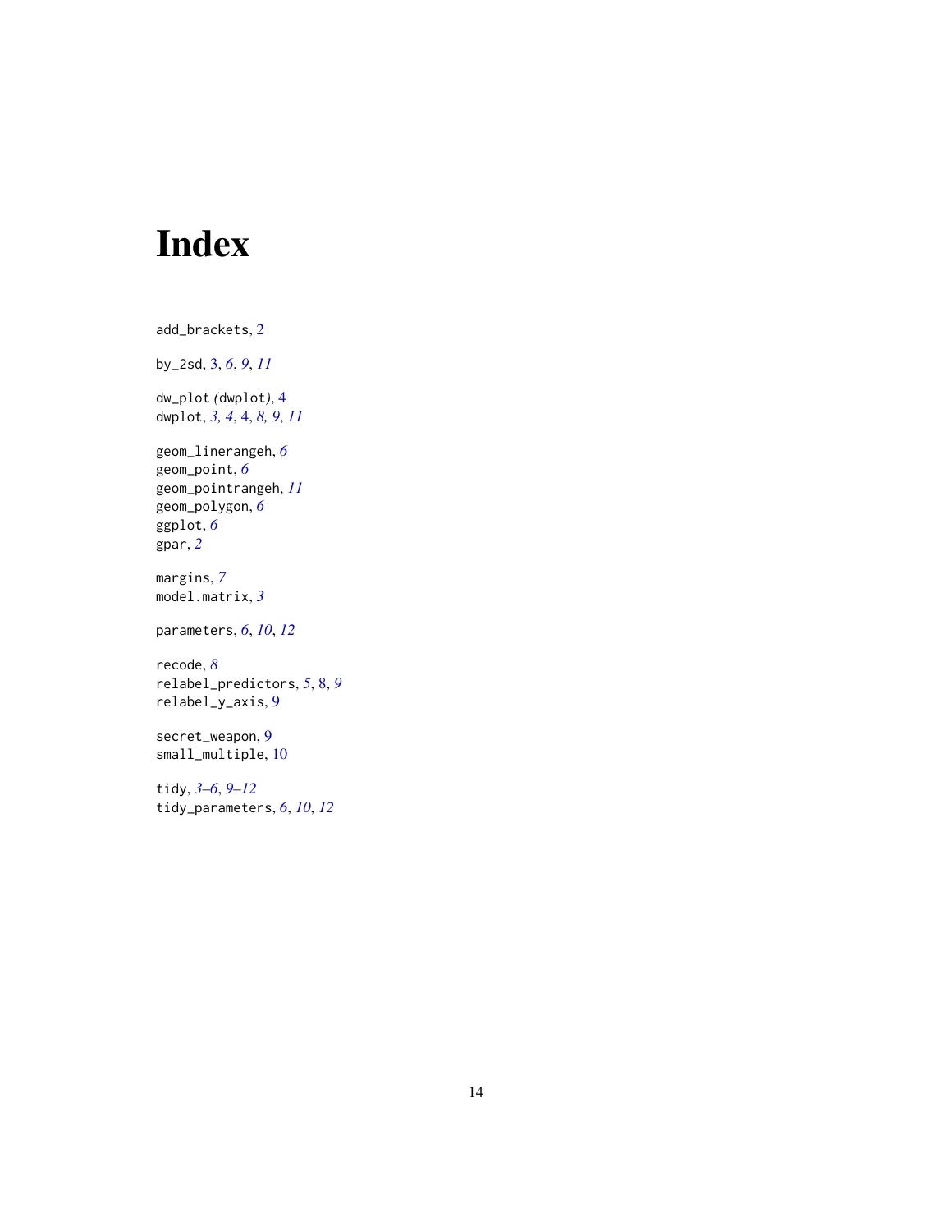# Index

add_brackets, 2

by_2sd, 3, *6*, *9*, *11*

dw_plot *(*dwplot*)*, 4
dwplot, *3, 4*, 4, *8, 9*, *11*

geom_linerangeh, *6*
geom_point, *6*
geom_pointrangeh, *11*
geom_polygon, *6*
ggplot, *6*
gpar, *2*

margins, *7*
model.matrix, *3*

parameters, *6*, *10*, *12*

recode, *8*
relabel_predictors, *5*, 8, *9*
relabel_y_axis, 9

secret_weapon, 9
small_multiple, 10

tidy, *3–6*, *9–12*
tidy_parameters, *6*, *10*, *12*